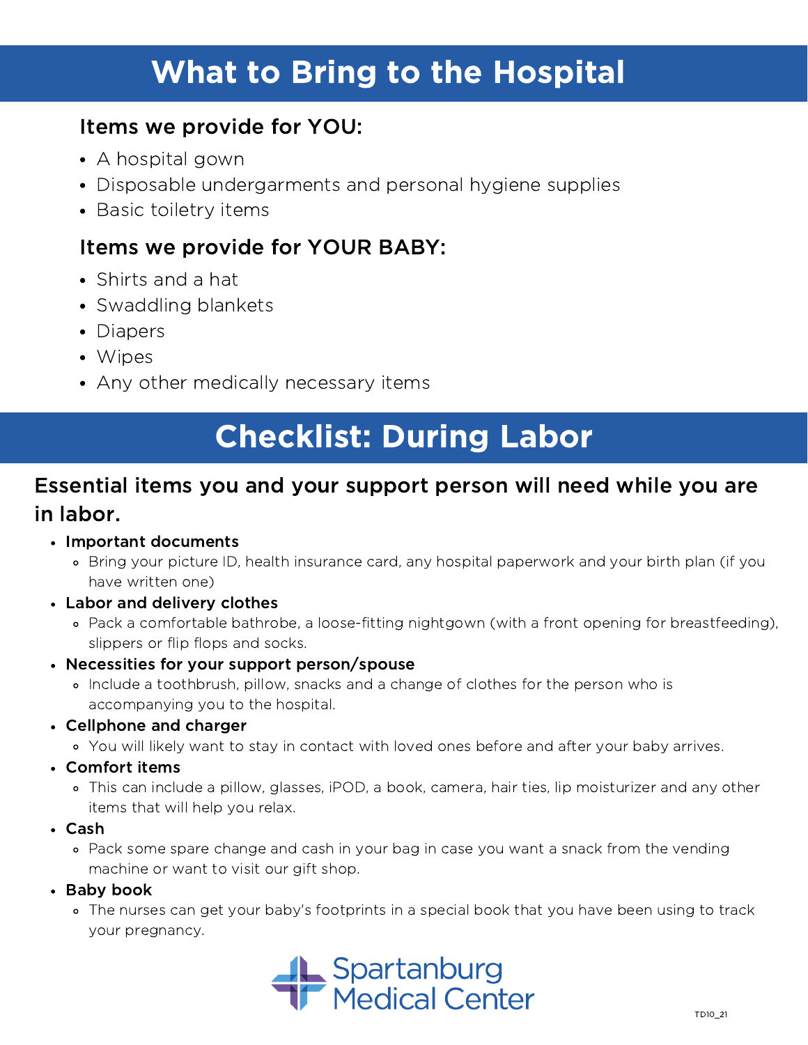# What to Bring to the Hospital

### Items we provide for YOU:

- A hospital gown
- Disposable undergarments and personal hygiene supplies
- Basic toiletry items

### Items we provide for YOUR BABY:

- Shirts and a hat
- Swaddling blankets
- Diapers
- Wipes
- Any other medically necessary items

# Checklist: During Labor

### Essential items you and your support person will need while you are in labor.

- **Important documents**
  - Bring your picture ID, health insurance card, any hospital paperwork and your birth plan (if you have written one)
- **Labor and delivery clothes**
  - Pack a comfortable bathrobe, a loose-fitting nightgown (with a front opening for breastfeeding), slippers or flip flops and socks.
- **Necessities for your support person/spouse**
  - Include a toothbrush, pillow, snacks and a change of clothes for the person who is accompanying you to the hospital.
- **Cellphone and charger**
  - You will likely want to stay in contact with loved ones before and after your baby arrives.
- **Comfort items**
  - This can include a pillow, glasses, iPOD, a book, camera, hair ties, lip moisturizer and any other items that will help you relax.
- **Cash**
  - Pack some spare change and cash in your bag in case you want a snack from the vending machine or want to visit our gift shop.
- **Baby book**
  - The nurses can get your baby's footprints in a special book that you have been using to track your pregnancy.

Spartanburg Medical Center

TD10_21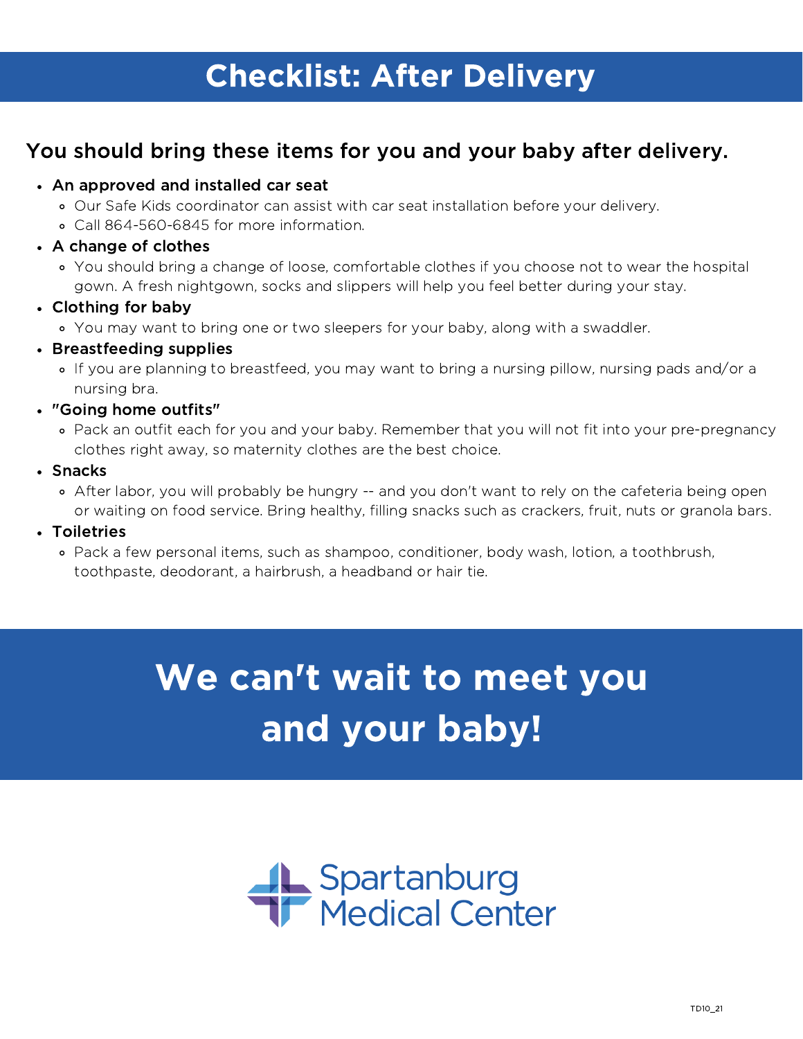# Checklist: After Delivery

## You should bring these items for you and your baby after delivery.

- **An approved and installed car seat**
  - Our Safe Kids coordinator can assist with car seat installation before your delivery.
  - Call 864-560-6845 for more information.
- **A change of clothes**
  - You should bring a change of loose, comfortable clothes if you choose not to wear the hospital gown. A fresh nightgown, socks and slippers will help you feel better during your stay.
- **Clothing for baby**
  - You may want to bring one or two sleepers for your baby, along with a swaddler.
- **Breastfeeding supplies**
  - If you are planning to breastfeed, you may want to bring a nursing pillow, nursing pads and/or a nursing bra.
- **"Going home outfits"**
  - Pack an outfit each for you and your baby. Remember that you will not fit into your pre-pregnancy clothes right away, so maternity clothes are the best choice.
- **Snacks**
  - After labor, you will probably be hungry -- and you don't want to rely on the cafeteria being open or waiting on food service. Bring healthy, filling snacks such as crackers, fruit, nuts or granola bars.
- **Toiletries**
  - Pack a few personal items, such as shampoo, conditioner, body wash, lotion, a toothbrush, toothpaste, deodorant, a hairbrush, a headband or hair tie.

# We can't wait to meet you and your baby!

Spartanburg Medical Center

TD10_21